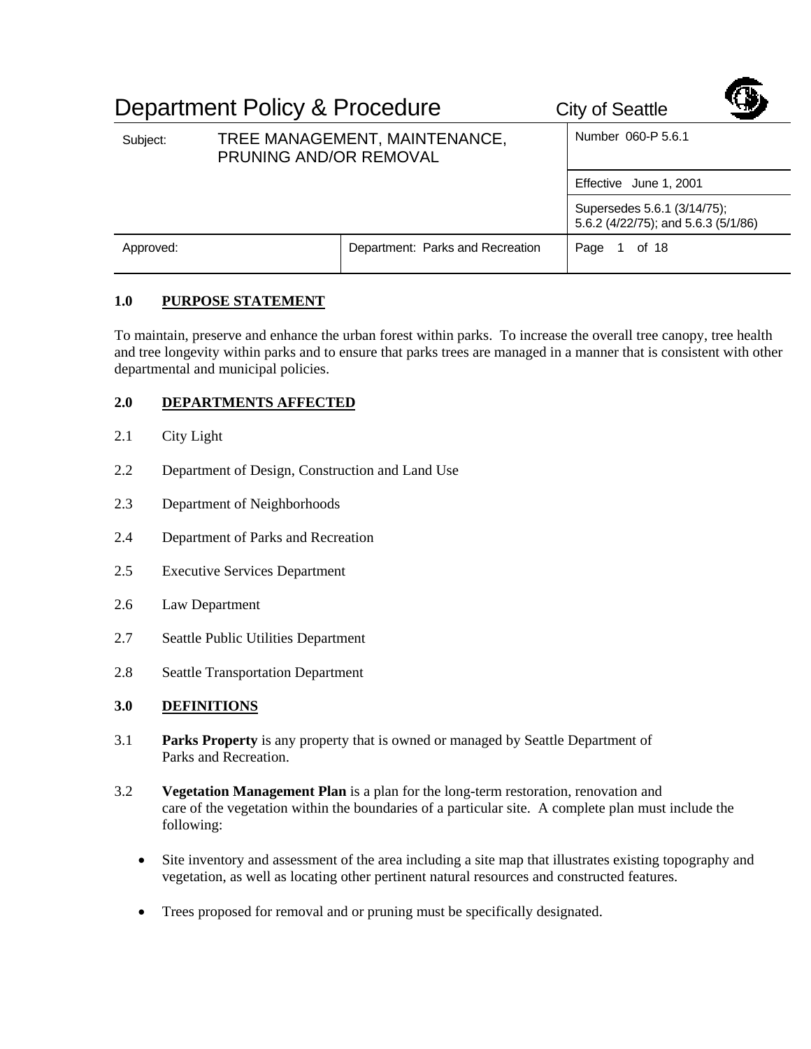# Department Policy & Procedure

City of Seattle

| Subject: | TREE MANAGEMENT, MAINTENANCE, PRUNING AND/OR REMOVAL | Number 060-P 5.6.1 |
|---|---|---|
| | | Effective June 1, 2001 |
| | | Supersedes 5.6.1 (3/14/75); 5.6.2 (4/22/75); and 5.6.3 (5/1/86) |
| Approved: | Department: Parks and Recreation | Page 1 of 18 |

## 1.0 PURPOSE STATEMENT

To maintain, preserve and enhance the urban forest within parks. To increase the overall tree canopy, tree health and tree longevity within parks and to ensure that parks trees are managed in a manner that is consistent with other departmental and municipal policies.

## 2.0 DEPARTMENTS AFFECTED

2.1 City Light

2.2 Department of Design, Construction and Land Use

2.3 Department of Neighborhoods

2.4 Department of Parks and Recreation

2.5 Executive Services Department

2.6 Law Department

2.7 Seattle Public Utilities Department

2.8 Seattle Transportation Department

## 3.0 DEFINITIONS

3.1 **Parks Property** is any property that is owned or managed by Seattle Department of Parks and Recreation.

3.2 **Vegetation Management Plan** is a plan for the long-term restoration, renovation and care of the vegetation within the boundaries of a particular site. A complete plan must include the following:

- Site inventory and assessment of the area including a site map that illustrates existing topography and vegetation, as well as locating other pertinent natural resources and constructed features.
- Trees proposed for removal and or pruning must be specifically designated.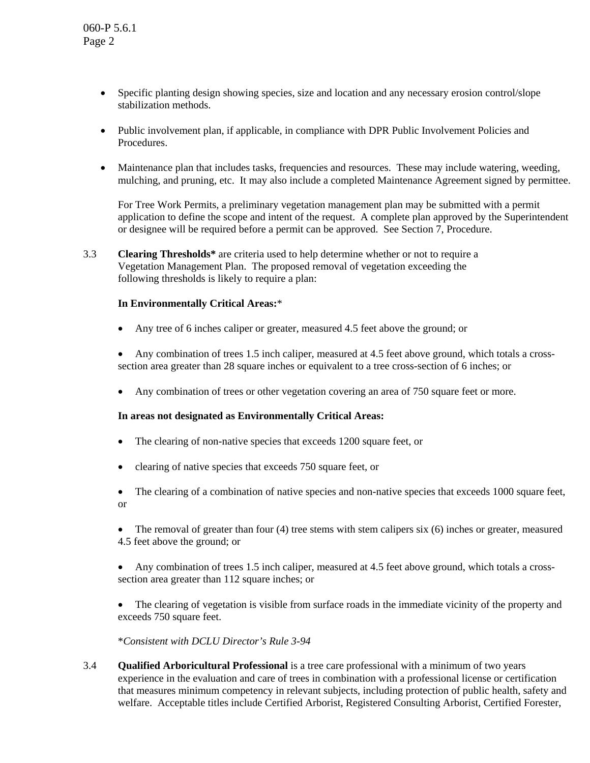- Specific planting design showing species, size and location and any necessary erosion control/slope stabilization methods.

- Public involvement plan, if applicable, in compliance with DPR Public Involvement Policies and Procedures.

- Maintenance plan that includes tasks, frequencies and resources. These may include watering, weeding, mulching, and pruning, etc. It may also include a completed Maintenance Agreement signed by permittee.

  For Tree Work Permits, a preliminary vegetation management plan may be submitted with a permit application to define the scope and intent of the request. A complete plan approved by the Superintendent or designee will be required before a permit can be approved. See Section 7, Procedure.

3.3 **Clearing Thresholds*** are criteria used to help determine whether or not to require a Vegetation Management Plan. The proposed removal of vegetation exceeding the following thresholds is likely to require a plan:

**In Environmentally Critical Areas:***

- Any tree of 6 inches caliper or greater, measured 4.5 feet above the ground; or

- Any combination of trees 1.5 inch caliper, measured at 4.5 feet above ground, which totals a cross-section area greater than 28 square inches or equivalent to a tree cross-section of 6 inches; or

- Any combination of trees or other vegetation covering an area of 750 square feet or more.

**In areas not designated as Environmentally Critical Areas:**

- The clearing of non-native species that exceeds 1200 square feet, or

- clearing of native species that exceeds 750 square feet, or

- The clearing of a combination of native species and non-native species that exceeds 1000 square feet, or

- The removal of greater than four (4) tree stems with stem calipers six (6) inches or greater, measured 4.5 feet above the ground; or

- Any combination of trees 1.5 inch caliper, measured at 4.5 feet above ground, which totals a cross-section area greater than 112 square inches; or

- The clearing of vegetation is visible from surface roads in the immediate vicinity of the property and exceeds 750 square feet.

**Consistent with DCLU Director's Rule 3-94*

3.4 **Qualified Arboricultural Professional** is a tree care professional with a minimum of two years experience in the evaluation and care of trees in combination with a professional license or certification that measures minimum competency in relevant subjects, including protection of public health, safety and welfare. Acceptable titles include Certified Arborist, Registered Consulting Arborist, Certified Forester,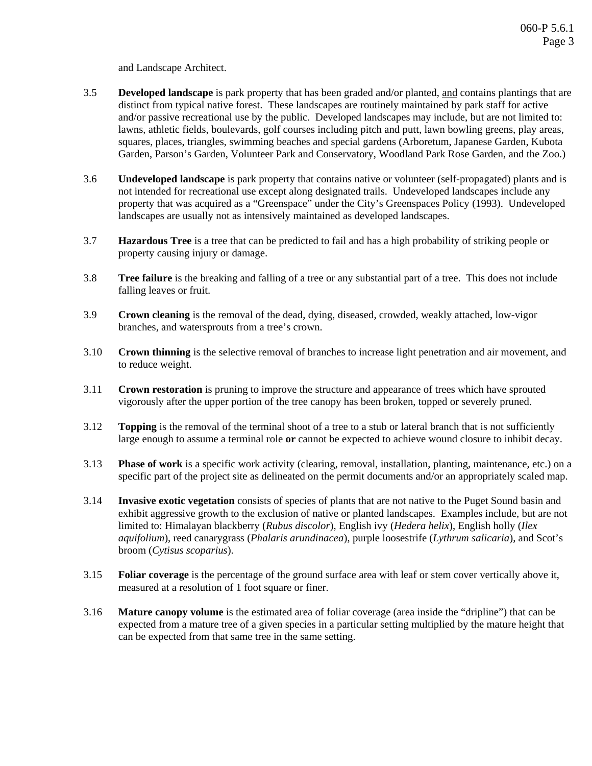and Landscape Architect.

3.5 **Developed landscape** is park property that has been graded and/or planted, and contains plantings that are distinct from typical native forest. These landscapes are routinely maintained by park staff for active and/or passive recreational use by the public. Developed landscapes may include, but are not limited to: lawns, athletic fields, boulevards, golf courses including pitch and putt, lawn bowling greens, play areas, squares, places, triangles, swimming beaches and special gardens (Arboretum, Japanese Garden, Kubota Garden, Parson's Garden, Volunteer Park and Conservatory, Woodland Park Rose Garden, and the Zoo.)

3.6 **Undeveloped landscape** is park property that contains native or volunteer (self-propagated) plants and is not intended for recreational use except along designated trails. Undeveloped landscapes include any property that was acquired as a "Greenspace" under the City's Greenspaces Policy (1993). Undeveloped landscapes are usually not as intensively maintained as developed landscapes.

3.7 **Hazardous Tree** is a tree that can be predicted to fail and has a high probability of striking people or property causing injury or damage.

3.8 **Tree failure** is the breaking and falling of a tree or any substantial part of a tree. This does not include falling leaves or fruit.

3.9 **Crown cleaning** is the removal of the dead, dying, diseased, crowded, weakly attached, low-vigor branches, and watersprouts from a tree's crown.

3.10 **Crown thinning** is the selective removal of branches to increase light penetration and air movement, and to reduce weight.

3.11 **Crown restoration** is pruning to improve the structure and appearance of trees which have sprouted vigorously after the upper portion of the tree canopy has been broken, topped or severely pruned.

3.12 **Topping** is the removal of the terminal shoot of a tree to a stub or lateral branch that is not sufficiently large enough to assume a terminal role **or** cannot be expected to achieve wound closure to inhibit decay.

3.13 **Phase of work** is a specific work activity (clearing, removal, installation, planting, maintenance, etc.) on a specific part of the project site as delineated on the permit documents and/or an appropriately scaled map.

3.14 **Invasive exotic vegetation** consists of species of plants that are not native to the Puget Sound basin and exhibit aggressive growth to the exclusion of native or planted landscapes. Examples include, but are not limited to: Himalayan blackberry (*Rubus discolor*), English ivy (*Hedera helix*), English holly (*Ilex aquifolium*), reed canarygrass (*Phalaris arundinacea*), purple loosestrife (*Lythrum salicaria*), and Scot's broom (*Cytisus scoparius*).

3.15 **Foliar coverage** is the percentage of the ground surface area with leaf or stem cover vertically above it, measured at a resolution of 1 foot square or finer.

3.16 **Mature canopy volume** is the estimated area of foliar coverage (area inside the "dripline") that can be expected from a mature tree of a given species in a particular setting multiplied by the mature height that can be expected from that same tree in the same setting.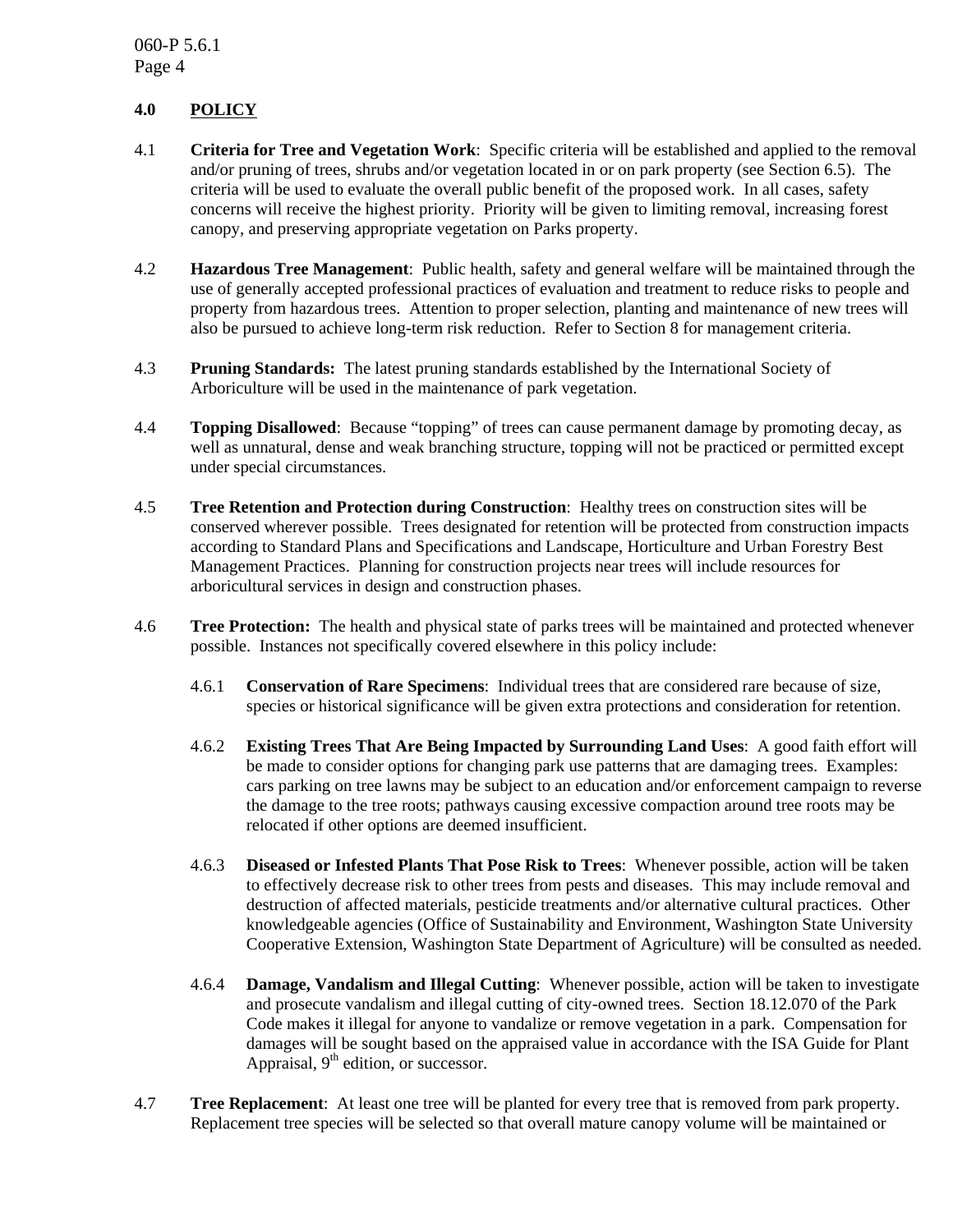## 4.0 POLICY

4.1 **Criteria for Tree and Vegetation Work**: Specific criteria will be established and applied to the removal and/or pruning of trees, shrubs and/or vegetation located in or on park property (see Section 6.5). The criteria will be used to evaluate the overall public benefit of the proposed work. In all cases, safety concerns will receive the highest priority. Priority will be given to limiting removal, increasing forest canopy, and preserving appropriate vegetation on Parks property.

4.2 **Hazardous Tree Management**: Public health, safety and general welfare will be maintained through the use of generally accepted professional practices of evaluation and treatment to reduce risks to people and property from hazardous trees. Attention to proper selection, planting and maintenance of new trees will also be pursued to achieve long-term risk reduction. Refer to Section 8 for management criteria.

4.3 **Pruning Standards:** The latest pruning standards established by the International Society of Arboriculture will be used in the maintenance of park vegetation.

4.4 **Topping Disallowed**: Because "topping" of trees can cause permanent damage by promoting decay, as well as unnatural, dense and weak branching structure, topping will not be practiced or permitted except under special circumstances.

4.5 **Tree Retention and Protection during Construction**: Healthy trees on construction sites will be conserved wherever possible. Trees designated for retention will be protected from construction impacts according to Standard Plans and Specifications and Landscape, Horticulture and Urban Forestry Best Management Practices. Planning for construction projects near trees will include resources for arboricultural services in design and construction phases.

4.6 **Tree Protection:** The health and physical state of parks trees will be maintained and protected whenever possible. Instances not specifically covered elsewhere in this policy include:

4.6.1 **Conservation of Rare Specimens**: Individual trees that are considered rare because of size, species or historical significance will be given extra protections and consideration for retention.

4.6.2 **Existing Trees That Are Being Impacted by Surrounding Land Uses**: A good faith effort will be made to consider options for changing park use patterns that are damaging trees. Examples: cars parking on tree lawns may be subject to an education and/or enforcement campaign to reverse the damage to the tree roots; pathways causing excessive compaction around tree roots may be relocated if other options are deemed insufficient.

4.6.3 **Diseased or Infested Plants That Pose Risk to Trees**: Whenever possible, action will be taken to effectively decrease risk to other trees from pests and diseases. This may include removal and destruction of affected materials, pesticide treatments and/or alternative cultural practices. Other knowledgeable agencies (Office of Sustainability and Environment, Washington State University Cooperative Extension, Washington State Department of Agriculture) will be consulted as needed.

4.6.4 **Damage, Vandalism and Illegal Cutting**: Whenever possible, action will be taken to investigate and prosecute vandalism and illegal cutting of city-owned trees. Section 18.12.070 of the Park Code makes it illegal for anyone to vandalize or remove vegetation in a park. Compensation for damages will be sought based on the appraised value in accordance with the ISA Guide for Plant Appraisal, 9th edition, or successor.

4.7 **Tree Replacement**: At least one tree will be planted for every tree that is removed from park property. Replacement tree species will be selected so that overall mature canopy volume will be maintained or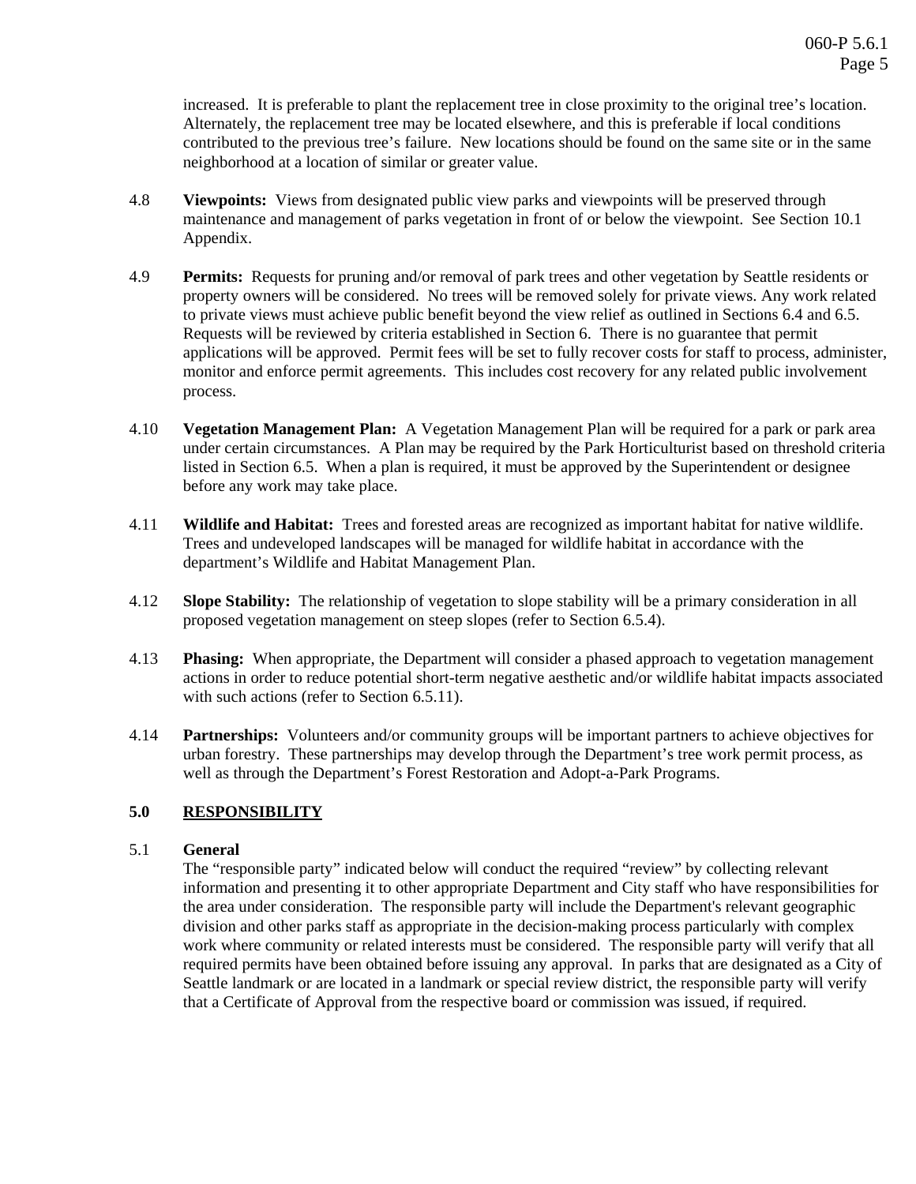increased. It is preferable to plant the replacement tree in close proximity to the original tree's location. Alternately, the replacement tree may be located elsewhere, and this is preferable if local conditions contributed to the previous tree's failure. New locations should be found on the same site or in the same neighborhood at a location of similar or greater value.

4.8 **Viewpoints:** Views from designated public view parks and viewpoints will be preserved through maintenance and management of parks vegetation in front of or below the viewpoint. See Section 10.1 Appendix.

4.9 **Permits:** Requests for pruning and/or removal of park trees and other vegetation by Seattle residents or property owners will be considered. No trees will be removed solely for private views. Any work related to private views must achieve public benefit beyond the view relief as outlined in Sections 6.4 and 6.5. Requests will be reviewed by criteria established in Section 6. There is no guarantee that permit applications will be approved. Permit fees will be set to fully recover costs for staff to process, administer, monitor and enforce permit agreements. This includes cost recovery for any related public involvement process.

4.10 **Vegetation Management Plan:** A Vegetation Management Plan will be required for a park or park area under certain circumstances. A Plan may be required by the Park Horticulturist based on threshold criteria listed in Section 6.5. When a plan is required, it must be approved by the Superintendent or designee before any work may take place.

4.11 **Wildlife and Habitat:** Trees and forested areas are recognized as important habitat for native wildlife. Trees and undeveloped landscapes will be managed for wildlife habitat in accordance with the department's Wildlife and Habitat Management Plan.

4.12 **Slope Stability:** The relationship of vegetation to slope stability will be a primary consideration in all proposed vegetation management on steep slopes (refer to Section 6.5.4).

4.13 **Phasing:** When appropriate, the Department will consider a phased approach to vegetation management actions in order to reduce potential short-term negative aesthetic and/or wildlife habitat impacts associated with such actions (refer to Section 6.5.11).

4.14 **Partnerships:** Volunteers and/or community groups will be important partners to achieve objectives for urban forestry. These partnerships may develop through the Department's tree work permit process, as well as through the Department's Forest Restoration and Adopt-a-Park Programs.

## 5.0 RESPONSIBILITY

### 5.1 General

The "responsible party" indicated below will conduct the required "review" by collecting relevant information and presenting it to other appropriate Department and City staff who have responsibilities for the area under consideration. The responsible party will include the Department's relevant geographic division and other parks staff as appropriate in the decision-making process particularly with complex work where community or related interests must be considered. The responsible party will verify that all required permits have been obtained before issuing any approval. In parks that are designated as a City of Seattle landmark or are located in a landmark or special review district, the responsible party will verify that a Certificate of Approval from the respective board or commission was issued, if required.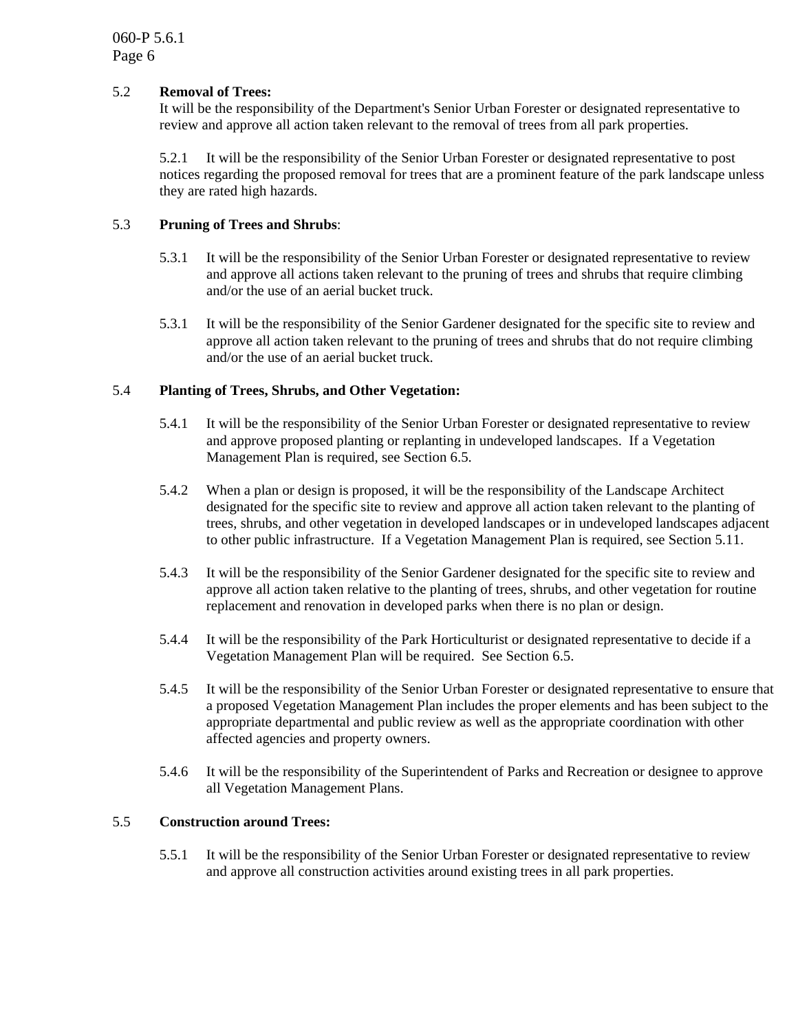5.2 **Removal of Trees:**
It will be the responsibility of the Department's Senior Urban Forester or designated representative to review and approve all action taken relevant to the removal of trees from all park properties.

5.2.1 It will be the responsibility of the Senior Urban Forester or designated representative to post notices regarding the proposed removal for trees that are a prominent feature of the park landscape unless they are rated high hazards.

5.3 **Pruning of Trees and Shrubs**:

5.3.1 It will be the responsibility of the Senior Urban Forester or designated representative to review and approve all actions taken relevant to the pruning of trees and shrubs that require climbing and/or the use of an aerial bucket truck.

5.3.1 It will be the responsibility of the Senior Gardener designated for the specific site to review and approve all action taken relevant to the pruning of trees and shrubs that do not require climbing and/or the use of an aerial bucket truck.

5.4 **Planting of Trees, Shrubs, and Other Vegetation:**

5.4.1 It will be the responsibility of the Senior Urban Forester or designated representative to review and approve proposed planting or replanting in undeveloped landscapes. If a Vegetation Management Plan is required, see Section 6.5.

5.4.2 When a plan or design is proposed, it will be the responsibility of the Landscape Architect designated for the specific site to review and approve all action taken relevant to the planting of trees, shrubs, and other vegetation in developed landscapes or in undeveloped landscapes adjacent to other public infrastructure. If a Vegetation Management Plan is required, see Section 5.11.

5.4.3 It will be the responsibility of the Senior Gardener designated for the specific site to review and approve all action taken relative to the planting of trees, shrubs, and other vegetation for routine replacement and renovation in developed parks when there is no plan or design.

5.4.4 It will be the responsibility of the Park Horticulturist or designated representative to decide if a Vegetation Management Plan will be required. See Section 6.5.

5.4.5 It will be the responsibility of the Senior Urban Forester or designated representative to ensure that a proposed Vegetation Management Plan includes the proper elements and has been subject to the appropriate departmental and public review as well as the appropriate coordination with other affected agencies and property owners.

5.4.6 It will be the responsibility of the Superintendent of Parks and Recreation or designee to approve all Vegetation Management Plans.

5.5 **Construction around Trees:**

5.5.1 It will be the responsibility of the Senior Urban Forester or designated representative to review and approve all construction activities around existing trees in all park properties.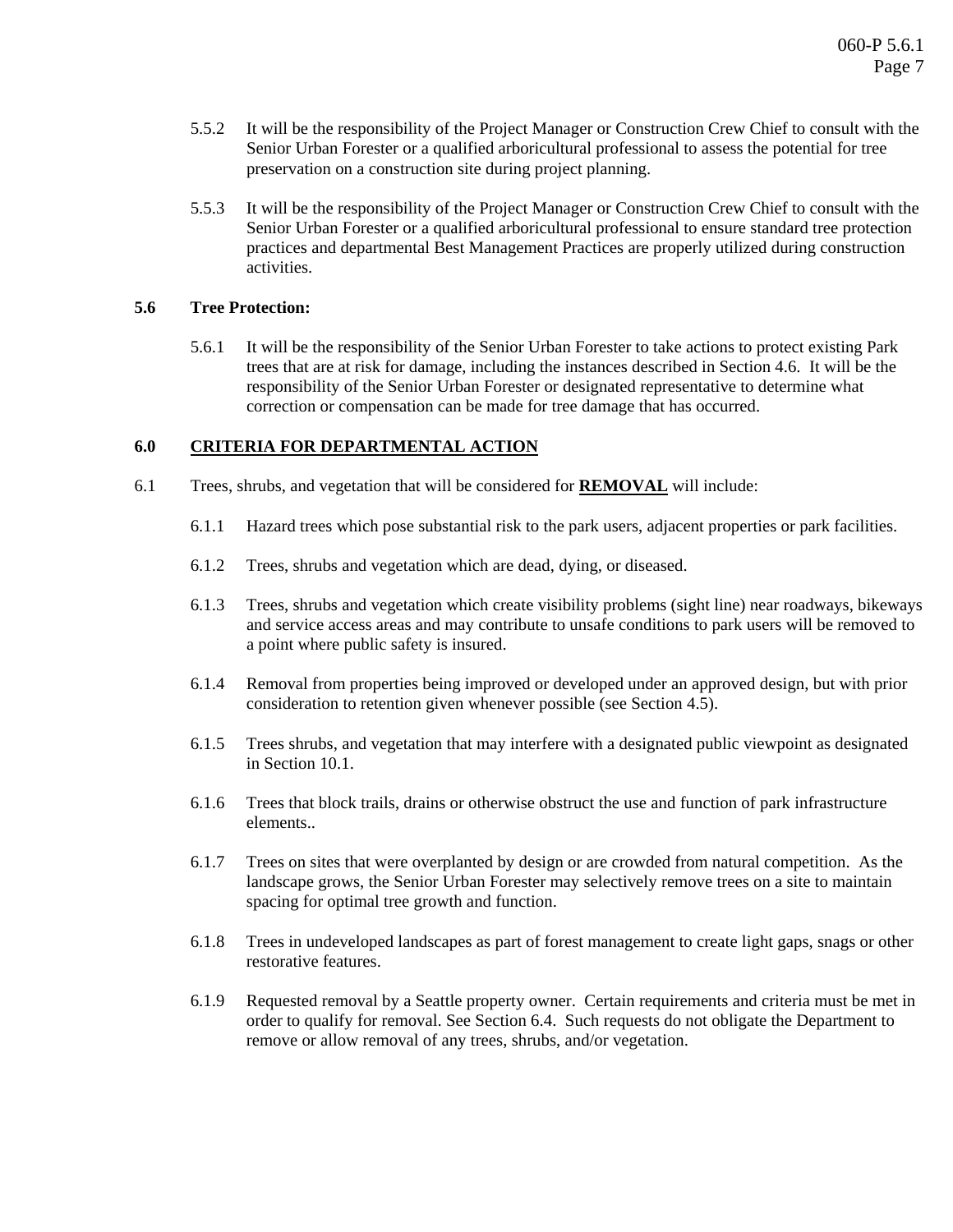5.5.2 It will be the responsibility of the Project Manager or Construction Crew Chief to consult with the Senior Urban Forester or a qualified arboricultural professional to assess the potential for tree preservation on a construction site during project planning.

5.5.3 It will be the responsibility of the Project Manager or Construction Crew Chief to consult with the Senior Urban Forester or a qualified arboricultural professional to ensure standard tree protection practices and departmental Best Management Practices are properly utilized during construction activities.

**5.6 Tree Protection:**

5.6.1 It will be the responsibility of the Senior Urban Forester to take actions to protect existing Park trees that are at risk for damage, including the instances described in Section 4.6. It will be the responsibility of the Senior Urban Forester or designated representative to determine what correction or compensation can be made for tree damage that has occurred.

## 6.0 CRITERIA FOR DEPARTMENTAL ACTION

6.1 Trees, shrubs, and vegetation that will be considered for **REMOVAL** will include:

6.1.1 Hazard trees which pose substantial risk to the park users, adjacent properties or park facilities.

6.1.2 Trees, shrubs and vegetation which are dead, dying, or diseased.

6.1.3 Trees, shrubs and vegetation which create visibility problems (sight line) near roadways, bikeways and service access areas and may contribute to unsafe conditions to park users will be removed to a point where public safety is insured.

6.1.4 Removal from properties being improved or developed under an approved design, but with prior consideration to retention given whenever possible (see Section 4.5).

6.1.5 Trees shrubs, and vegetation that may interfere with a designated public viewpoint as designated in Section 10.1.

6.1.6 Trees that block trails, drains or otherwise obstruct the use and function of park infrastructure elements..

6.1.7 Trees on sites that were overplanted by design or are crowded from natural competition. As the landscape grows, the Senior Urban Forester may selectively remove trees on a site to maintain spacing for optimal tree growth and function.

6.1.8 Trees in undeveloped landscapes as part of forest management to create light gaps, snags or other restorative features.

6.1.9 Requested removal by a Seattle property owner. Certain requirements and criteria must be met in order to qualify for removal. See Section 6.4. Such requests do not obligate the Department to remove or allow removal of any trees, shrubs, and/or vegetation.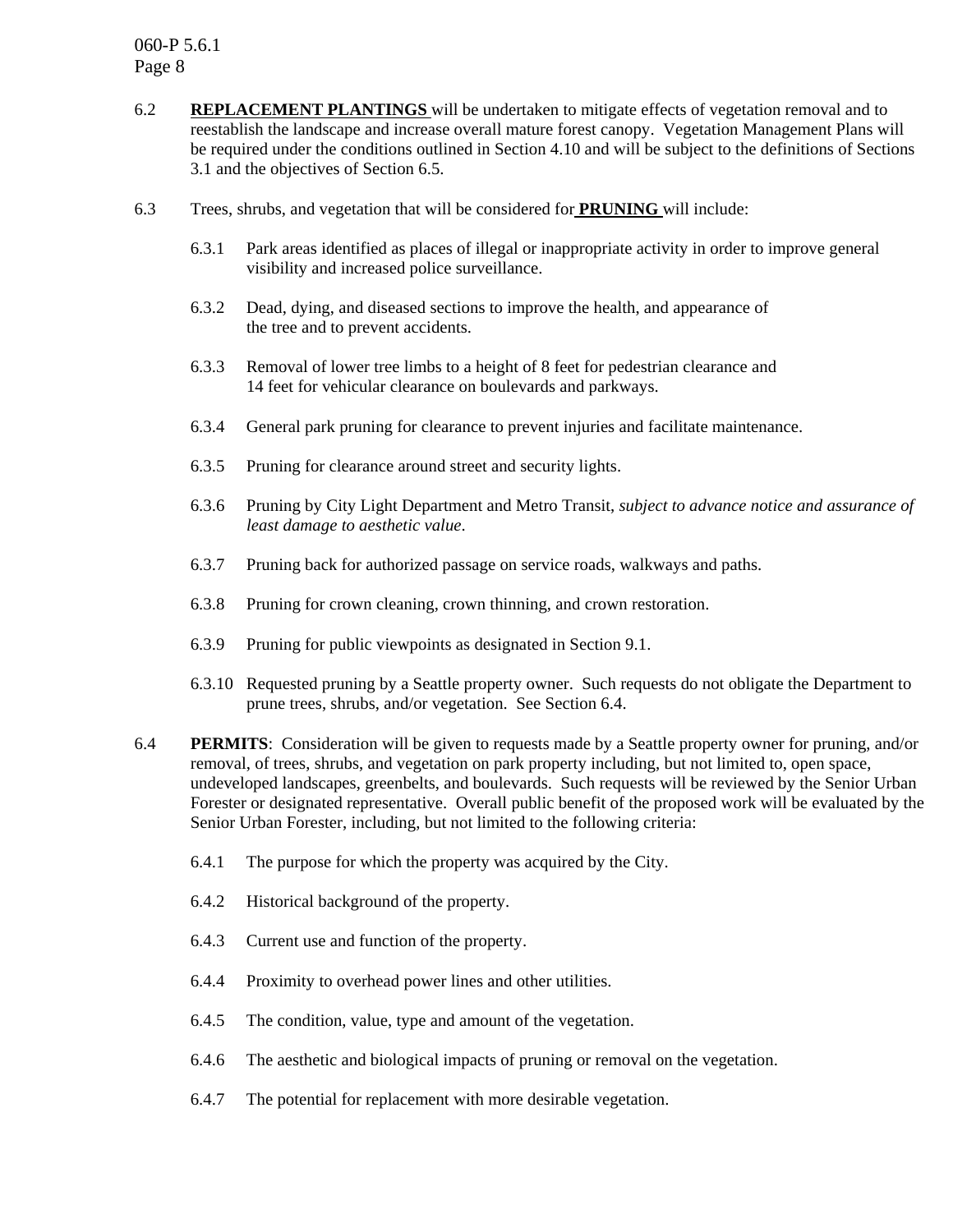6.2 **REPLACEMENT PLANTINGS** will be undertaken to mitigate effects of vegetation removal and to reestablish the landscape and increase overall mature forest canopy. Vegetation Management Plans will be required under the conditions outlined in Section 4.10 and will be subject to the definitions of Sections 3.1 and the objectives of Section 6.5.

6.3 Trees, shrubs, and vegetation that will be considered for **PRUNING** will include:

- 6.3.1 Park areas identified as places of illegal or inappropriate activity in order to improve general visibility and increased police surveillance.
- 6.3.2 Dead, dying, and diseased sections to improve the health, and appearance of the tree and to prevent accidents.
- 6.3.3 Removal of lower tree limbs to a height of 8 feet for pedestrian clearance and 14 feet for vehicular clearance on boulevards and parkways.
- 6.3.4 General park pruning for clearance to prevent injuries and facilitate maintenance.
- 6.3.5 Pruning for clearance around street and security lights.
- 6.3.6 Pruning by City Light Department and Metro Transit, *subject to advance notice and assurance of least damage to aesthetic value*.
- 6.3.7 Pruning back for authorized passage on service roads, walkways and paths.
- 6.3.8 Pruning for crown cleaning, crown thinning, and crown restoration.
- 6.3.9 Pruning for public viewpoints as designated in Section 9.1.
- 6.3.10 Requested pruning by a Seattle property owner. Such requests do not obligate the Department to prune trees, shrubs, and/or vegetation. See Section 6.4.

6.4 **PERMITS**: Consideration will be given to requests made by a Seattle property owner for pruning, and/or removal, of trees, shrubs, and vegetation on park property including, but not limited to, open space, undeveloped landscapes, greenbelts, and boulevards. Such requests will be reviewed by the Senior Urban Forester or designated representative. Overall public benefit of the proposed work will be evaluated by the Senior Urban Forester, including, but not limited to the following criteria:

- 6.4.1 The purpose for which the property was acquired by the City.
- 6.4.2 Historical background of the property.
- 6.4.3 Current use and function of the property.
- 6.4.4 Proximity to overhead power lines and other utilities.
- 6.4.5 The condition, value, type and amount of the vegetation.
- 6.4.6 The aesthetic and biological impacts of pruning or removal on the vegetation.
- 6.4.7 The potential for replacement with more desirable vegetation.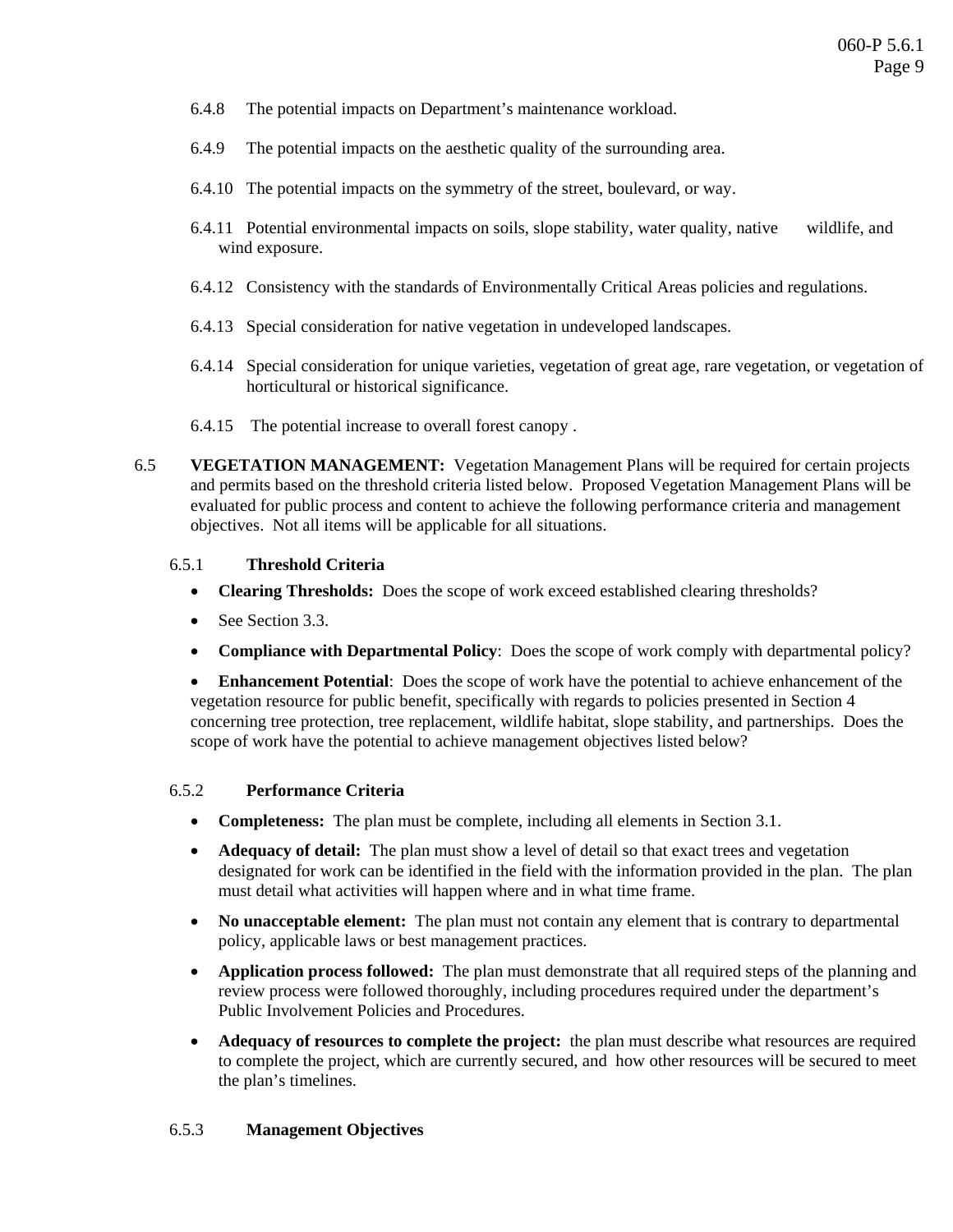6.4.8 The potential impacts on Department's maintenance workload.

6.4.9 The potential impacts on the aesthetic quality of the surrounding area.

6.4.10 The potential impacts on the symmetry of the street, boulevard, or way.

6.4.11 Potential environmental impacts on soils, slope stability, water quality, native wildlife, and wind exposure.

6.4.12 Consistency with the standards of Environmentally Critical Areas policies and regulations.

6.4.13 Special consideration for native vegetation in undeveloped landscapes.

6.4.14 Special consideration for unique varieties, vegetation of great age, rare vegetation, or vegetation of horticultural or historical significance.

6.4.15 The potential increase to overall forest canopy .

6.5 **VEGETATION MANAGEMENT:** Vegetation Management Plans will be required for certain projects and permits based on the threshold criteria listed below. Proposed Vegetation Management Plans will be evaluated for public process and content to achieve the following performance criteria and management objectives. Not all items will be applicable for all situations.

6.5.1 **Threshold Criteria**

- **Clearing Thresholds:** Does the scope of work exceed established clearing thresholds?
- See Section 3.3.
- **Compliance with Departmental Policy**: Does the scope of work comply with departmental policy?
- **Enhancement Potential**: Does the scope of work have the potential to achieve enhancement of the vegetation resource for public benefit, specifically with regards to policies presented in Section 4 concerning tree protection, tree replacement, wildlife habitat, slope stability, and partnerships. Does the scope of work have the potential to achieve management objectives listed below?

6.5.2 **Performance Criteria**

- **Completeness:** The plan must be complete, including all elements in Section 3.1.
- **Adequacy of detail:** The plan must show a level of detail so that exact trees and vegetation designated for work can be identified in the field with the information provided in the plan. The plan must detail what activities will happen where and in what time frame.
- **No unacceptable element:** The plan must not contain any element that is contrary to departmental policy, applicable laws or best management practices.
- **Application process followed:** The plan must demonstrate that all required steps of the planning and review process were followed thoroughly, including procedures required under the department's Public Involvement Policies and Procedures.
- **Adequacy of resources to complete the project:** the plan must describe what resources are required to complete the project, which are currently secured, and how other resources will be secured to meet the plan's timelines.

6.5.3 **Management Objectives**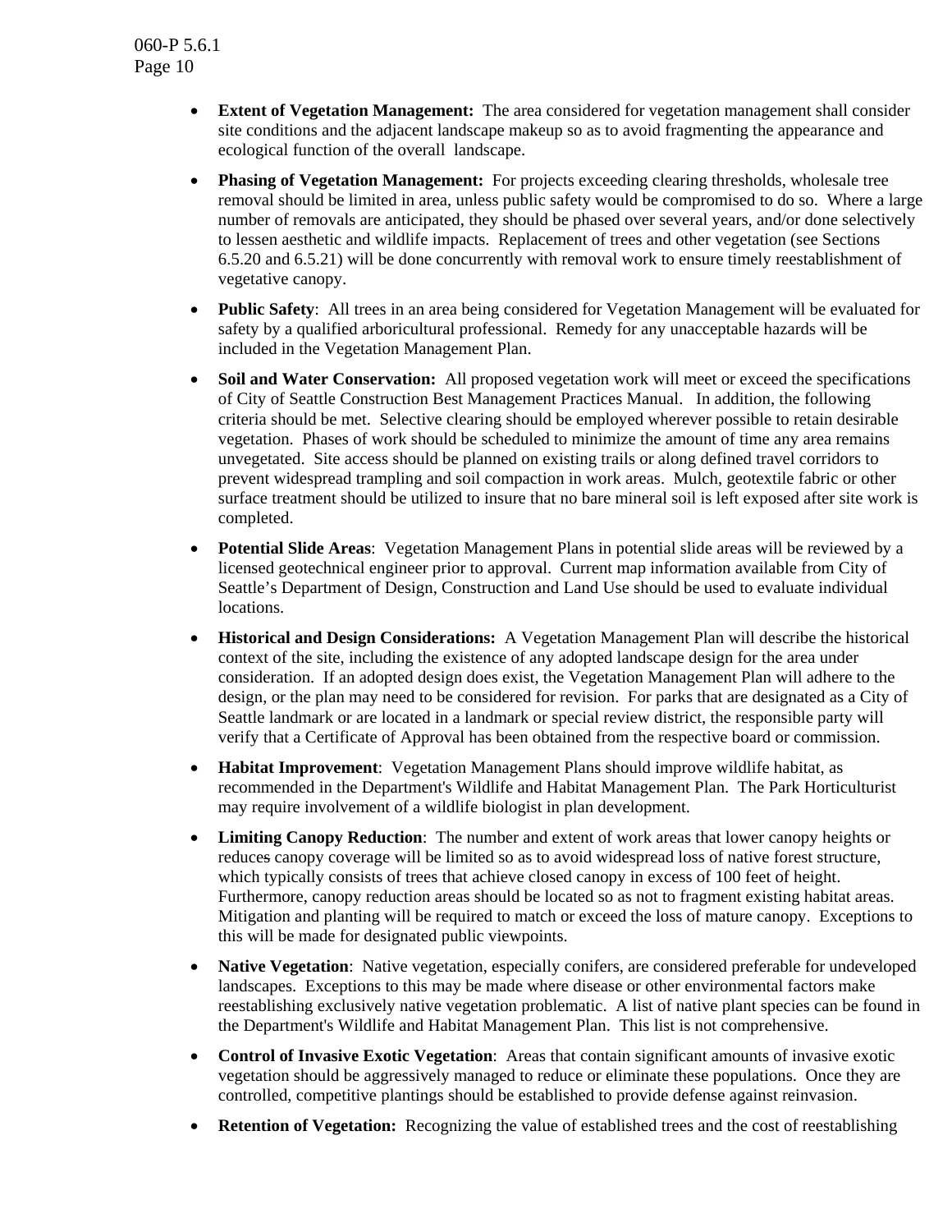- **Extent of Vegetation Management:** The area considered for vegetation management shall consider site conditions and the adjacent landscape makeup so as to avoid fragmenting the appearance and ecological function of the overall landscape.

- **Phasing of Vegetation Management:** For projects exceeding clearing thresholds, wholesale tree removal should be limited in area, unless public safety would be compromised to do so. Where a large number of removals are anticipated, they should be phased over several years, and/or done selectively to lessen aesthetic and wildlife impacts. Replacement of trees and other vegetation (see Sections 6.5.20 and 6.5.21) will be done concurrently with removal work to ensure timely reestablishment of vegetative canopy.

- **Public Safety**: All trees in an area being considered for Vegetation Management will be evaluated for safety by a qualified arboricultural professional. Remedy for any unacceptable hazards will be included in the Vegetation Management Plan.

- **Soil and Water Conservation:** All proposed vegetation work will meet or exceed the specifications of City of Seattle Construction Best Management Practices Manual. In addition, the following criteria should be met. Selective clearing should be employed wherever possible to retain desirable vegetation. Phases of work should be scheduled to minimize the amount of time any area remains unvegetated. Site access should be planned on existing trails or along defined travel corridors to prevent widespread trampling and soil compaction in work areas. Mulch, geotextile fabric or other surface treatment should be utilized to insure that no bare mineral soil is left exposed after site work is completed.

- **Potential Slide Areas**: Vegetation Management Plans in potential slide areas will be reviewed by a licensed geotechnical engineer prior to approval. Current map information available from City of Seattle's Department of Design, Construction and Land Use should be used to evaluate individual locations.

- **Historical and Design Considerations:** A Vegetation Management Plan will describe the historical context of the site, including the existence of any adopted landscape design for the area under consideration. If an adopted design does exist, the Vegetation Management Plan will adhere to the design, or the plan may need to be considered for revision. For parks that are designated as a City of Seattle landmark or are located in a landmark or special review district, the responsible party will verify that a Certificate of Approval has been obtained from the respective board or commission.

- **Habitat Improvement**: Vegetation Management Plans should improve wildlife habitat, as recommended in the Department's Wildlife and Habitat Management Plan. The Park Horticulturist may require involvement of a wildlife biologist in plan development.

- **Limiting Canopy Reduction**: The number and extent of work areas that lower canopy heights or reduces canopy coverage will be limited so as to avoid widespread loss of native forest structure, which typically consists of trees that achieve closed canopy in excess of 100 feet of height. Furthermore, canopy reduction areas should be located so as not to fragment existing habitat areas. Mitigation and planting will be required to match or exceed the loss of mature canopy. Exceptions to this will be made for designated public viewpoints.

- **Native Vegetation**: Native vegetation, especially conifers, are considered preferable for undeveloped landscapes. Exceptions to this may be made where disease or other environmental factors make reestablishing exclusively native vegetation problematic. A list of native plant species can be found in the Department's Wildlife and Habitat Management Plan. This list is not comprehensive.

- **Control of Invasive Exotic Vegetation**: Areas that contain significant amounts of invasive exotic vegetation should be aggressively managed to reduce or eliminate these populations. Once they are controlled, competitive plantings should be established to provide defense against reinvasion.

- **Retention of Vegetation:** Recognizing the value of established trees and the cost of reestablishing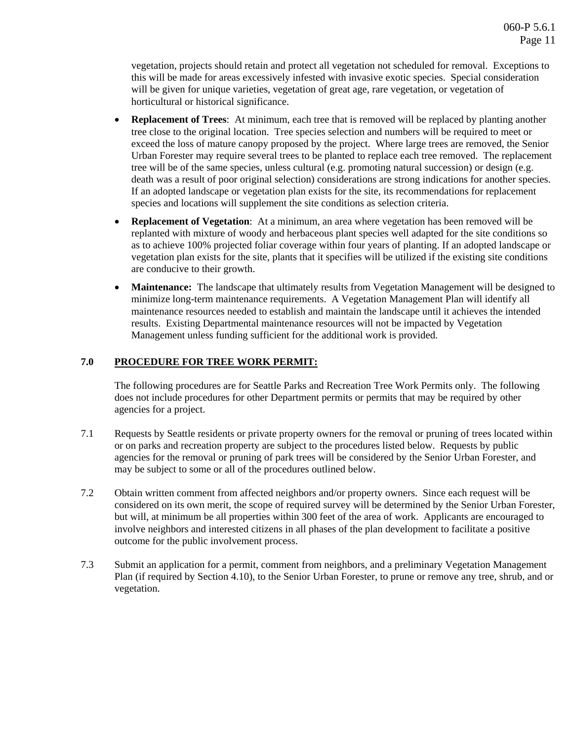vegetation, projects should retain and protect all vegetation not scheduled for removal. Exceptions to this will be made for areas excessively infested with invasive exotic species. Special consideration will be given for unique varieties, vegetation of great age, rare vegetation, or vegetation of horticultural or historical significance.

- **Replacement of Trees**: At minimum, each tree that is removed will be replaced by planting another tree close to the original location. Tree species selection and numbers will be required to meet or exceed the loss of mature canopy proposed by the project. Where large trees are removed, the Senior Urban Forester may require several trees to be planted to replace each tree removed. The replacement tree will be of the same species, unless cultural (e.g. promoting natural succession) or design (e.g. death was a result of poor original selection) considerations are strong indications for another species. If an adopted landscape or vegetation plan exists for the site, its recommendations for replacement species and locations will supplement the site conditions as selection criteria.

- **Replacement of Vegetation**: At a minimum, an area where vegetation has been removed will be replanted with mixture of woody and herbaceous plant species well adapted for the site conditions so as to achieve 100% projected foliar coverage within four years of planting. If an adopted landscape or vegetation plan exists for the site, plants that it specifies will be utilized if the existing site conditions are conducive to their growth.

- **Maintenance:** The landscape that ultimately results from Vegetation Management will be designed to minimize long-term maintenance requirements. A Vegetation Management Plan will identify all maintenance resources needed to establish and maintain the landscape until it achieves the intended results. Existing Departmental maintenance resources will not be impacted by Vegetation Management unless funding sufficient for the additional work is provided.

## 7.0 PROCEDURE FOR TREE WORK PERMIT:

The following procedures are for Seattle Parks and Recreation Tree Work Permits only. The following does not include procedures for other Department permits or permits that may be required by other agencies for a project.

7.1 Requests by Seattle residents or private property owners for the removal or pruning of trees located within or on parks and recreation property are subject to the procedures listed below. Requests by public agencies for the removal or pruning of park trees will be considered by the Senior Urban Forester, and may be subject to some or all of the procedures outlined below.

7.2 Obtain written comment from affected neighbors and/or property owners. Since each request will be considered on its own merit, the scope of required survey will be determined by the Senior Urban Forester, but will, at minimum be all properties within 300 feet of the area of work. Applicants are encouraged to involve neighbors and interested citizens in all phases of the plan development to facilitate a positive outcome for the public involvement process.

7.3 Submit an application for a permit, comment from neighbors, and a preliminary Vegetation Management Plan (if required by Section 4.10), to the Senior Urban Forester, to prune or remove any tree, shrub, and or vegetation.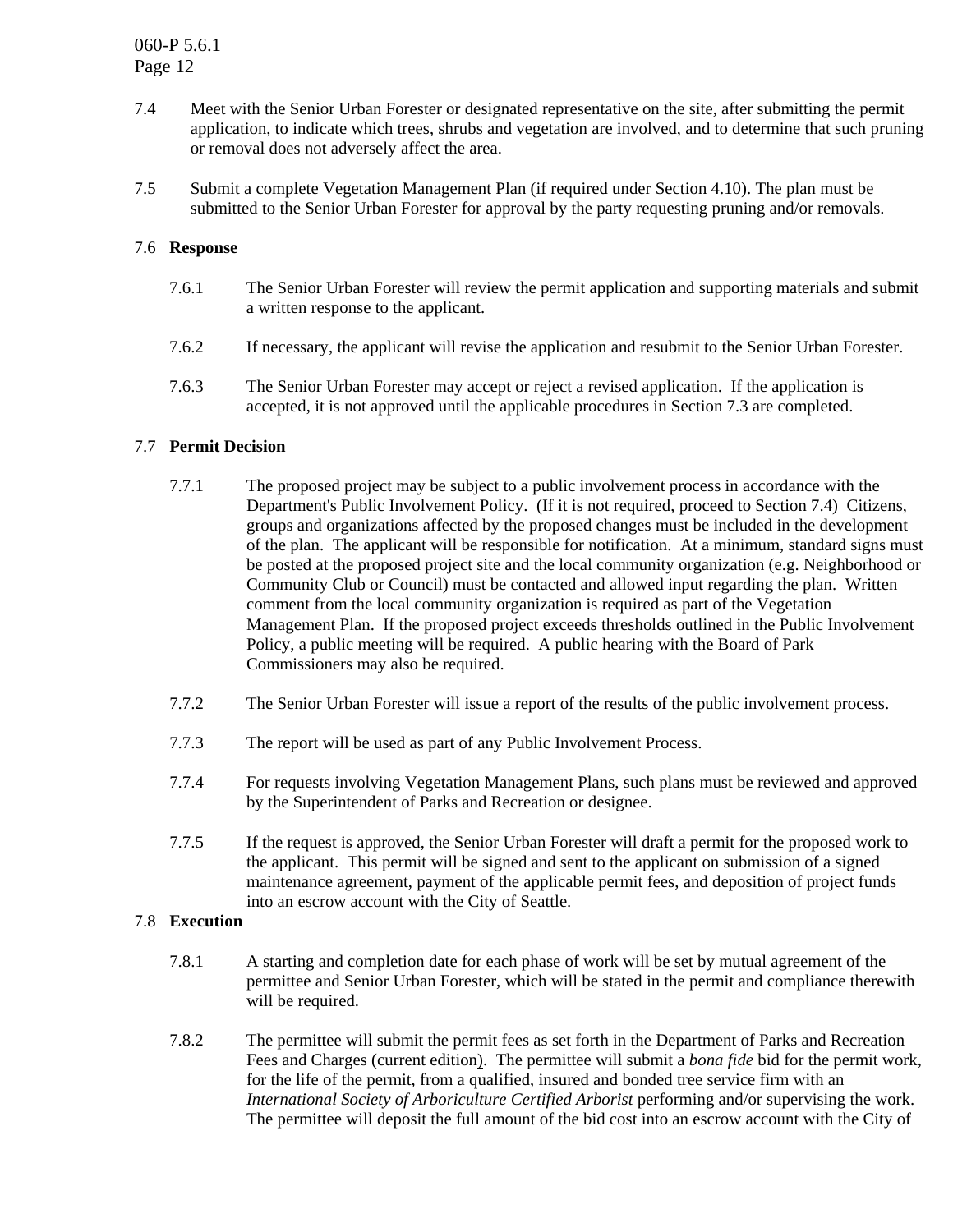7.4 Meet with the Senior Urban Forester or designated representative on the site, after submitting the permit application, to indicate which trees, shrubs and vegetation are involved, and to determine that such pruning or removal does not adversely affect the area.

7.5 Submit a complete Vegetation Management Plan (if required under Section 4.10). The plan must be submitted to the Senior Urban Forester for approval by the party requesting pruning and/or removals.

7.6 **Response**

7.6.1 The Senior Urban Forester will review the permit application and supporting materials and submit a written response to the applicant.

7.6.2 If necessary, the applicant will revise the application and resubmit to the Senior Urban Forester.

7.6.3 The Senior Urban Forester may accept or reject a revised application. If the application is accepted, it is not approved until the applicable procedures in Section 7.3 are completed.

7.7 **Permit Decision**

7.7.1 The proposed project may be subject to a public involvement process in accordance with the Department's Public Involvement Policy. (If it is not required, proceed to Section 7.4) Citizens, groups and organizations affected by the proposed changes must be included in the development of the plan. The applicant will be responsible for notification. At a minimum, standard signs must be posted at the proposed project site and the local community organization (e.g. Neighborhood or Community Club or Council) must be contacted and allowed input regarding the plan. Written comment from the local community organization is required as part of the Vegetation Management Plan. If the proposed project exceeds thresholds outlined in the Public Involvement Policy, a public meeting will be required. A public hearing with the Board of Park Commissioners may also be required.

7.7.2 The Senior Urban Forester will issue a report of the results of the public involvement process.

7.7.3 The report will be used as part of any Public Involvement Process.

7.7.4 For requests involving Vegetation Management Plans, such plans must be reviewed and approved by the Superintendent of Parks and Recreation or designee.

7.7.5 If the request is approved, the Senior Urban Forester will draft a permit for the proposed work to the applicant. This permit will be signed and sent to the applicant on submission of a signed maintenance agreement, payment of the applicable permit fees, and deposition of project funds into an escrow account with the City of Seattle.

7.8 **Execution**

7.8.1 A starting and completion date for each phase of work will be set by mutual agreement of the permittee and Senior Urban Forester, which will be stated in the permit and compliance therewith will be required.

7.8.2 The permittee will submit the permit fees as set forth in the Department of Parks and Recreation Fees and Charges (current edition). The permittee will submit a *bona fide* bid for the permit work, for the life of the permit, from a qualified, insured and bonded tree service firm with an *International Society of Arboriculture Certified Arborist* performing and/or supervising the work. The permittee will deposit the full amount of the bid cost into an escrow account with the City of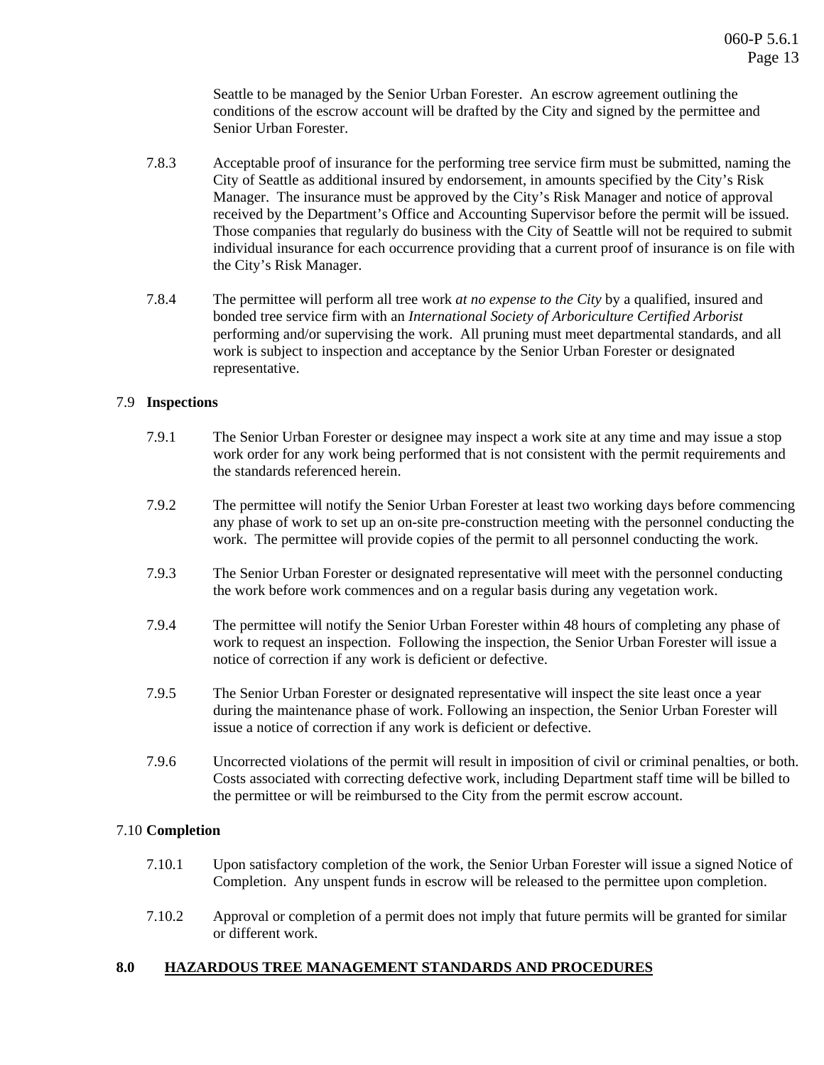Seattle to be managed by the Senior Urban Forester. An escrow agreement outlining the conditions of the escrow account will be drafted by the City and signed by the permittee and Senior Urban Forester.

7.8.3 Acceptable proof of insurance for the performing tree service firm must be submitted, naming the City of Seattle as additional insured by endorsement, in amounts specified by the City's Risk Manager. The insurance must be approved by the City's Risk Manager and notice of approval received by the Department's Office and Accounting Supervisor before the permit will be issued. Those companies that regularly do business with the City of Seattle will not be required to submit individual insurance for each occurrence providing that a current proof of insurance is on file with the City's Risk Manager.

7.8.4 The permittee will perform all tree work *at no expense to the City* by a qualified, insured and bonded tree service firm with an *International Society of Arboriculture Certified Arborist* performing and/or supervising the work. All pruning must meet departmental standards, and all work is subject to inspection and acceptance by the Senior Urban Forester or designated representative.

7.9 **Inspections**

7.9.1 The Senior Urban Forester or designee may inspect a work site at any time and may issue a stop work order for any work being performed that is not consistent with the permit requirements and the standards referenced herein.

7.9.2 The permittee will notify the Senior Urban Forester at least two working days before commencing any phase of work to set up an on-site pre-construction meeting with the personnel conducting the work. The permittee will provide copies of the permit to all personnel conducting the work.

7.9.3 The Senior Urban Forester or designated representative will meet with the personnel conducting the work before work commences and on a regular basis during any vegetation work.

7.9.4 The permittee will notify the Senior Urban Forester within 48 hours of completing any phase of work to request an inspection. Following the inspection, the Senior Urban Forester will issue a notice of correction if any work is deficient or defective.

7.9.5 The Senior Urban Forester or designated representative will inspect the site least once a year during the maintenance phase of work. Following an inspection, the Senior Urban Forester will issue a notice of correction if any work is deficient or defective.

7.9.6 Uncorrected violations of the permit will result in imposition of civil or criminal penalties, or both. Costs associated with correcting defective work, including Department staff time will be billed to the permittee or will be reimbursed to the City from the permit escrow account.

7.10 **Completion**

7.10.1 Upon satisfactory completion of the work, the Senior Urban Forester will issue a signed Notice of Completion. Any unspent funds in escrow will be released to the permittee upon completion.

7.10.2 Approval or completion of a permit does not imply that future permits will be granted for similar or different work.

## 8.0 HAZARDOUS TREE MANAGEMENT STANDARDS AND PROCEDURES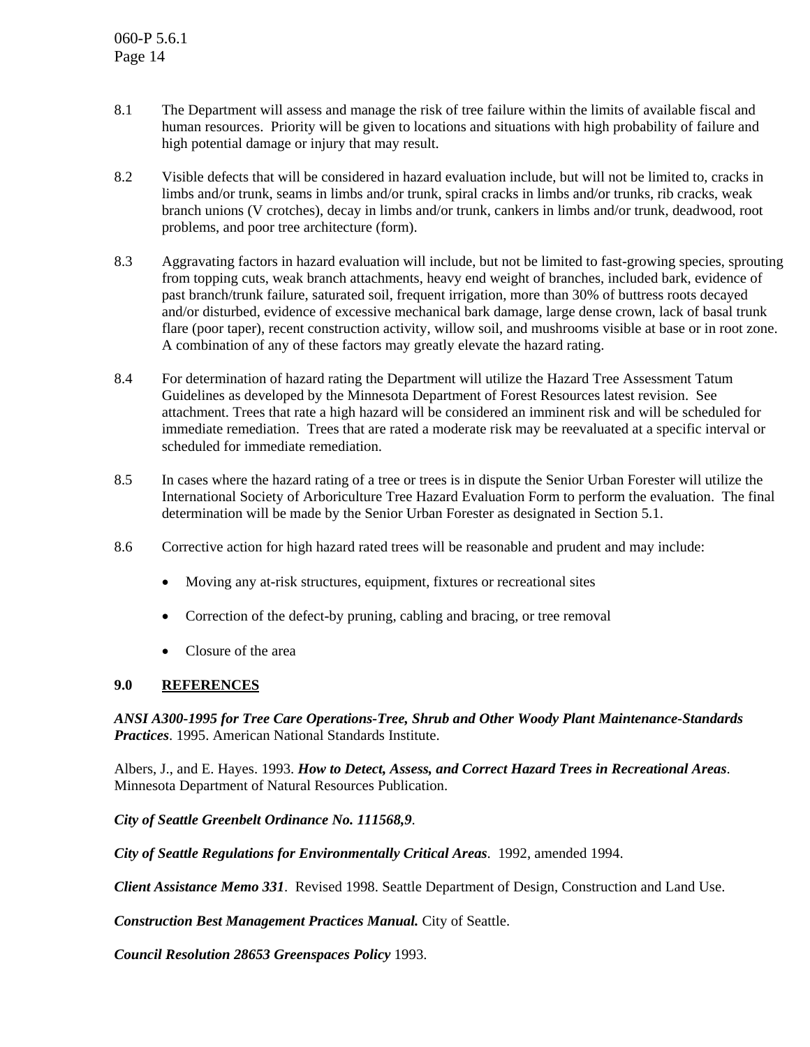8.1 The Department will assess and manage the risk of tree failure within the limits of available fiscal and human resources. Priority will be given to locations and situations with high probability of failure and high potential damage or injury that may result.

8.2 Visible defects that will be considered in hazard evaluation include, but will not be limited to, cracks in limbs and/or trunk, seams in limbs and/or trunk, spiral cracks in limbs and/or trunks, rib cracks, weak branch unions (V crotches), decay in limbs and/or trunk, cankers in limbs and/or trunk, deadwood, root problems, and poor tree architecture (form).

8.3 Aggravating factors in hazard evaluation will include, but not be limited to fast-growing species, sprouting from topping cuts, weak branch attachments, heavy end weight of branches, included bark, evidence of past branch/trunk failure, saturated soil, frequent irrigation, more than 30% of buttress roots decayed and/or disturbed, evidence of excessive mechanical bark damage, large dense crown, lack of basal trunk flare (poor taper), recent construction activity, willow soil, and mushrooms visible at base or in root zone. A combination of any of these factors may greatly elevate the hazard rating.

8.4 For determination of hazard rating the Department will utilize the Hazard Tree Assessment Tatum Guidelines as developed by the Minnesota Department of Forest Resources latest revision. See attachment. Trees that rate a high hazard will be considered an imminent risk and will be scheduled for immediate remediation. Trees that are rated a moderate risk may be reevaluated at a specific interval or scheduled for immediate remediation.

8.5 In cases where the hazard rating of a tree or trees is in dispute the Senior Urban Forester will utilize the International Society of Arboriculture Tree Hazard Evaluation Form to perform the evaluation. The final determination will be made by the Senior Urban Forester as designated in Section 5.1.

8.6 Corrective action for high hazard rated trees will be reasonable and prudent and may include:

- Moving any at-risk structures, equipment, fixtures or recreational sites
- Correction of the defect-by pruning, cabling and bracing, or tree removal
- Closure of the area

## 9.0 REFERENCES

***ANSI A300-1995 for Tree Care Operations-Tree, Shrub and Other Woody Plant Maintenance-Standards Practices***. 1995. American National Standards Institute.

Albers, J., and E. Hayes. 1993. ***How to Detect, Assess, and Correct Hazard Trees in Recreational Areas***. Minnesota Department of Natural Resources Publication.

***City of Seattle Greenbelt Ordinance No. 111568,9***.

***City of Seattle Regulations for Environmentally Critical Areas***. 1992, amended 1994.

***Client Assistance Memo 331***. Revised 1998. Seattle Department of Design, Construction and Land Use.

***Construction Best Management Practices Manual.*** City of Seattle.

***Council Resolution 28653 Greenspaces Policy*** 1993.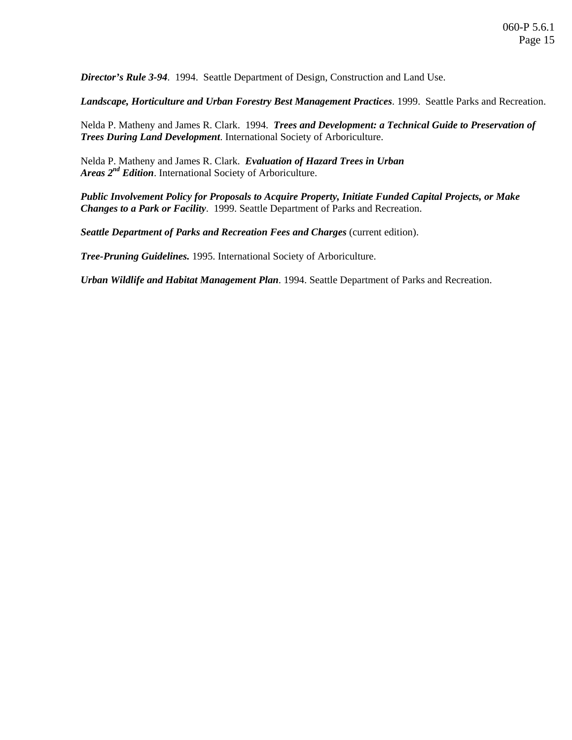***Director's Rule 3-94***. 1994. Seattle Department of Design, Construction and Land Use.

***Landscape, Horticulture and Urban Forestry Best Management Practices***. 1999. Seattle Parks and Recreation.

Nelda P. Matheny and James R. Clark. 1994. ***Trees and Development: a Technical Guide to Preservation of Trees During Land Development***. International Society of Arboriculture.

Nelda P. Matheny and James R. Clark. ***Evaluation of Hazard Trees in Urban Areas 2nd Edition***. International Society of Arboriculture.

***Public Involvement Policy for Proposals to Acquire Property, Initiate Funded Capital Projects, or Make Changes to a Park or Facility***. 1999. Seattle Department of Parks and Recreation.

***Seattle Department of Parks and Recreation Fees and Charges*** (current edition).

***Tree-Pruning Guidelines.*** 1995. International Society of Arboriculture.

***Urban Wildlife and Habitat Management Plan***. 1994. Seattle Department of Parks and Recreation.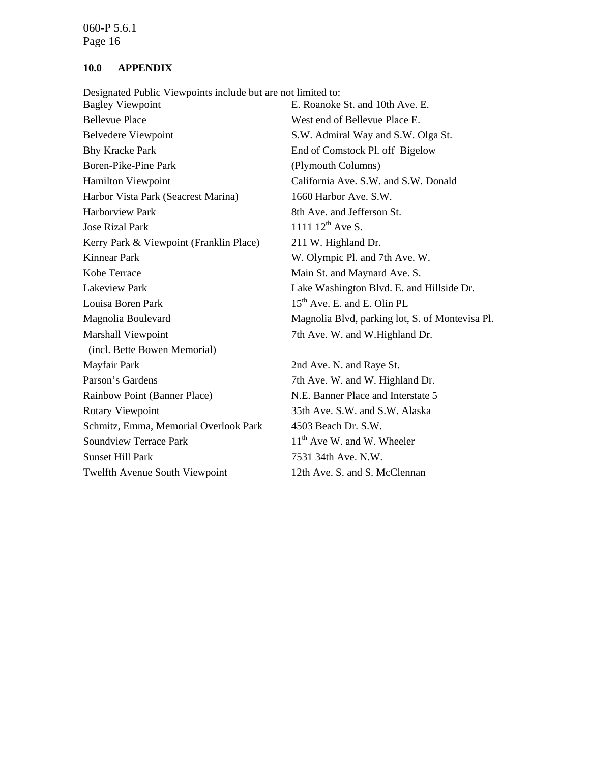## 10.0 APPENDIX

Designated Public Viewpoints include but are not limited to:

| | |
|---|---|
| Bagley Viewpoint | E. Roanoke St. and 10th Ave. E. |
| Bellevue Place | West end of Bellevue Place E. |
| Belvedere Viewpoint | S.W. Admiral Way and S.W. Olga St. |
| Bhy Kracke Park | End of Comstock Pl. off Bigelow |
| Boren-Pike-Pine Park | (Plymouth Columns) |
| Hamilton Viewpoint | California Ave. S.W. and S.W. Donald |
| Harbor Vista Park (Seacrest Marina) | 1660 Harbor Ave. S.W. |
| Harborview Park | 8th Ave. and Jefferson St. |
| Jose Rizal Park | 1111 12th Ave S. |
| Kerry Park & Viewpoint (Franklin Place) | 211 W. Highland Dr. |
| Kinnear Park | W. Olympic Pl. and 7th Ave. W. |
| Kobe Terrace | Main St. and Maynard Ave. S. |
| Lakeview Park | Lake Washington Blvd. E. and Hillside Dr. |
| Louisa Boren Park | 15th Ave. E. and E. Olin PL |
| Magnolia Boulevard | Magnolia Blvd, parking lot, S. of Montevisa Pl. |
| Marshall Viewpoint (incl. Bette Bowen Memorial) | 7th Ave. W. and W.Highland Dr. |
| Mayfair Park | 2nd Ave. N. and Raye St. |
| Parson's Gardens | 7th Ave. W. and W. Highland Dr. |
| Rainbow Point (Banner Place) | N.E. Banner Place and Interstate 5 |
| Rotary Viewpoint | 35th Ave. S.W. and S.W. Alaska |
| Schmitz, Emma, Memorial Overlook Park | 4503 Beach Dr. S.W. |
| Soundview Terrace Park | 11th Ave W. and W. Wheeler |
| Sunset Hill Park | 7531 34th Ave. N.W. |
| Twelfth Avenue South Viewpoint | 12th Ave. S. and S. McClennan |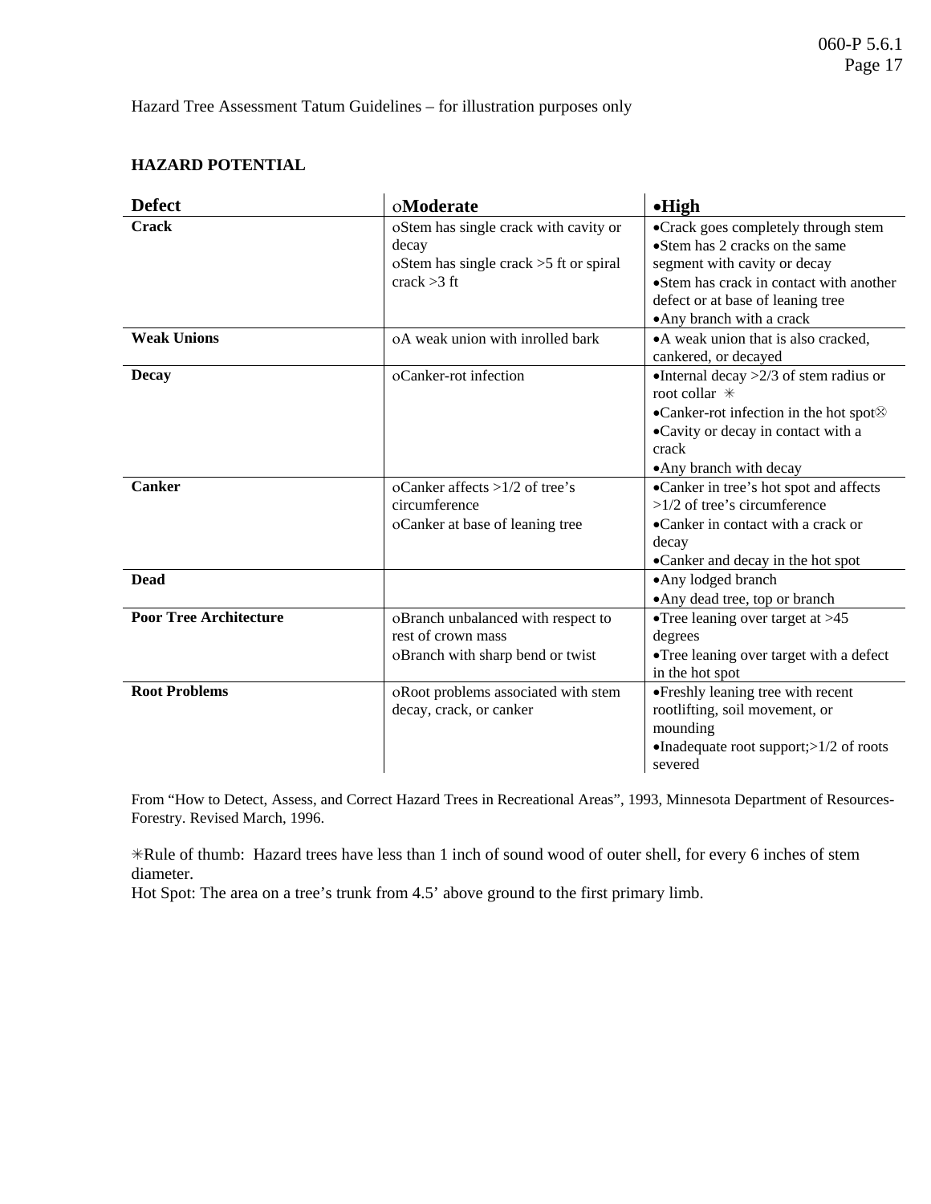Hazard Tree Assessment Tatum Guidelines – for illustration purposes only

## HAZARD POTENTIAL

| Defect | oModerate | •High |
|---|---|---|
| **Crack** | oStem has single crack with cavity or decay<br>oStem has single crack >5 ft or spiral crack >3 ft | •Crack goes completely through stem<br>•Stem has 2 cracks on the same segment with cavity or decay<br>•Stem has crack in contact with another defect or at base of leaning tree<br>•Any branch with a crack |
| **Weak Unions** | oA weak union with inrolled bark | •A weak union that is also cracked, cankered, or decayed |
| **Decay** | oCanker-rot infection | •Internal decay >2/3 of stem radius or root collar ✳<br>•Canker-rot infection in the hot spot⊗<br>•Cavity or decay in contact with a crack<br>•Any branch with decay |
| **Canker** | oCanker affects >1/2 of tree's circumference<br>oCanker at base of leaning tree | •Canker in tree's hot spot and affects >1/2 of tree's circumference<br>•Canker in contact with a crack or decay<br>•Canker and decay in the hot spot |
| **Dead** | | •Any lodged branch<br>•Any dead tree, top or branch |
| **Poor Tree Architecture** | oBranch unbalanced with respect to rest of crown mass<br>oBranch with sharp bend or twist | •Tree leaning over target at >45 degrees<br>•Tree leaning over target with a defect in the hot spot |
| **Root Problems** | oRoot problems associated with stem decay, crack, or canker | •Freshly leaning tree with recent rootlifting, soil movement, or mounding<br>•Inadequate root support;>1/2 of roots severed |

From "How to Detect, Assess, and Correct Hazard Trees in Recreational Areas", 1993, Minnesota Department of Resources-Forestry. Revised March, 1996.

✳Rule of thumb: Hazard trees have less than 1 inch of sound wood of outer shell, for every 6 inches of stem diameter.

Hot Spot: The area on a tree's trunk from 4.5' above ground to the first primary limb.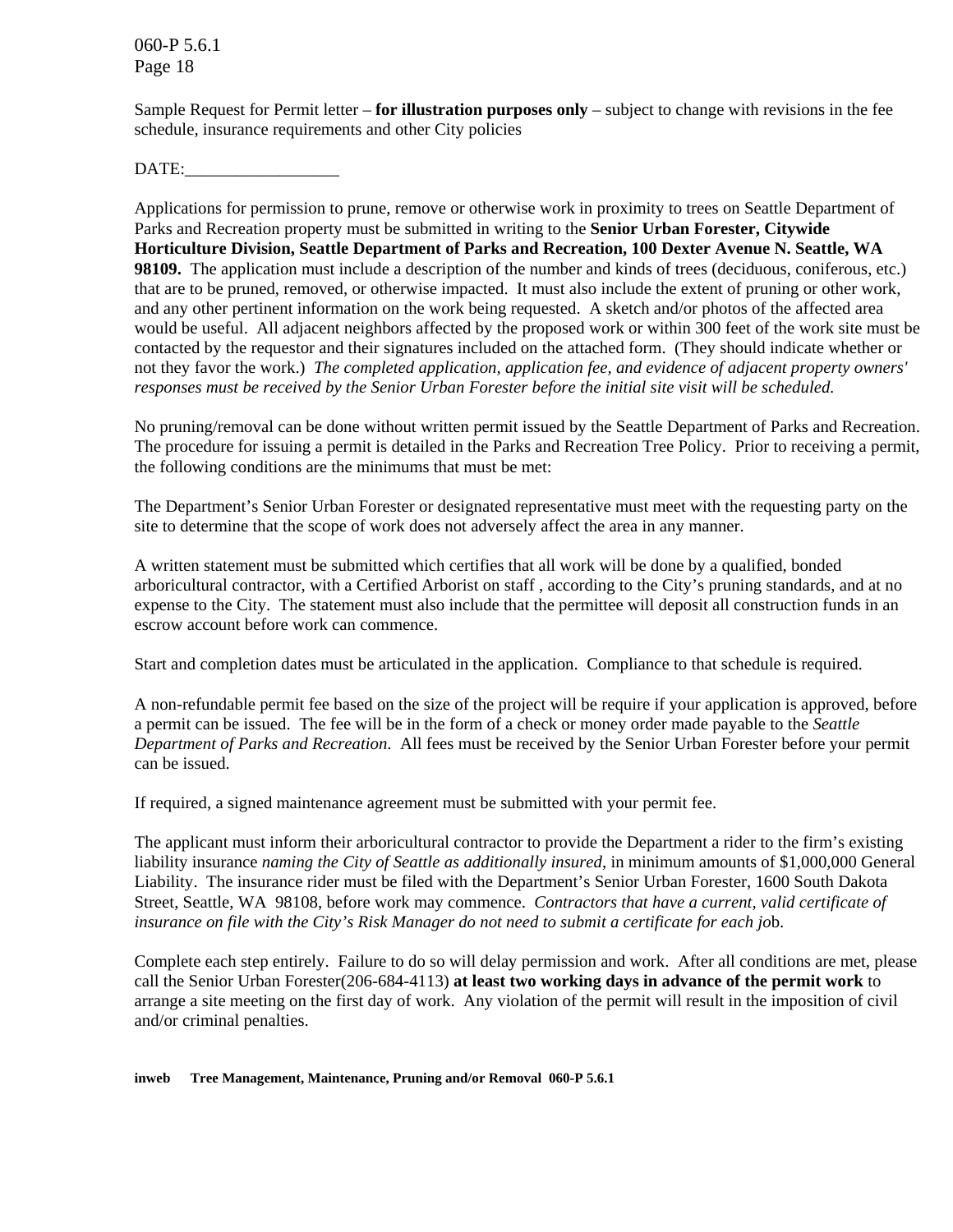Sample Request for Permit letter – **for illustration purposes only** – subject to change with revisions in the fee schedule, insurance requirements and other City policies

DATE:\_\_\_\_\_\_\_\_\_\_\_\_\_\_\_\_\_\_

Applications for permission to prune, remove or otherwise work in proximity to trees on Seattle Department of Parks and Recreation property must be submitted in writing to the **Senior Urban Forester, Citywide Horticulture Division, Seattle Department of Parks and Recreation, 100 Dexter Avenue N. Seattle, WA 98109.** The application must include a description of the number and kinds of trees (deciduous, coniferous, etc.) that are to be pruned, removed, or otherwise impacted. It must also include the extent of pruning or other work, and any other pertinent information on the work being requested. A sketch and/or photos of the affected area would be useful. All adjacent neighbors affected by the proposed work or within 300 feet of the work site must be contacted by the requestor and their signatures included on the attached form. (They should indicate whether or not they favor the work.) *The completed application, application fee, and evidence of adjacent property owners' responses must be received by the Senior Urban Forester before the initial site visit will be scheduled.*

No pruning/removal can be done without written permit issued by the Seattle Department of Parks and Recreation. The procedure for issuing a permit is detailed in the Parks and Recreation Tree Policy. Prior to receiving a permit, the following conditions are the minimums that must be met:

The Department's Senior Urban Forester or designated representative must meet with the requesting party on the site to determine that the scope of work does not adversely affect the area in any manner.

A written statement must be submitted which certifies that all work will be done by a qualified, bonded arboricultural contractor, with a Certified Arborist on staff , according to the City's pruning standards, and at no expense to the City. The statement must also include that the permittee will deposit all construction funds in an escrow account before work can commence.

Start and completion dates must be articulated in the application. Compliance to that schedule is required.

A non-refundable permit fee based on the size of the project will be require if your application is approved, before a permit can be issued. The fee will be in the form of a check or money order made payable to the *Seattle Department of Parks and Recreation*. All fees must be received by the Senior Urban Forester before your permit can be issued.

If required, a signed maintenance agreement must be submitted with your permit fee.

The applicant must inform their arboricultural contractor to provide the Department a rider to the firm's existing liability insurance *naming the City of Seattle as additionally insured*, in minimum amounts of $1,000,000 General Liability. The insurance rider must be filed with the Department's Senior Urban Forester, 1600 South Dakota Street, Seattle, WA 98108, before work may commence. *Contractors that have a current, valid certificate of insurance on file with the City's Risk Manager do not need to submit a certificate for each job.*

Complete each step entirely. Failure to do so will delay permission and work. After all conditions are met, please call the Senior Urban Forester(206-684-4113) **at least two working days in advance of the permit work** to arrange a site meeting on the first day of work. Any violation of the permit will result in the imposition of civil and/or criminal penalties.